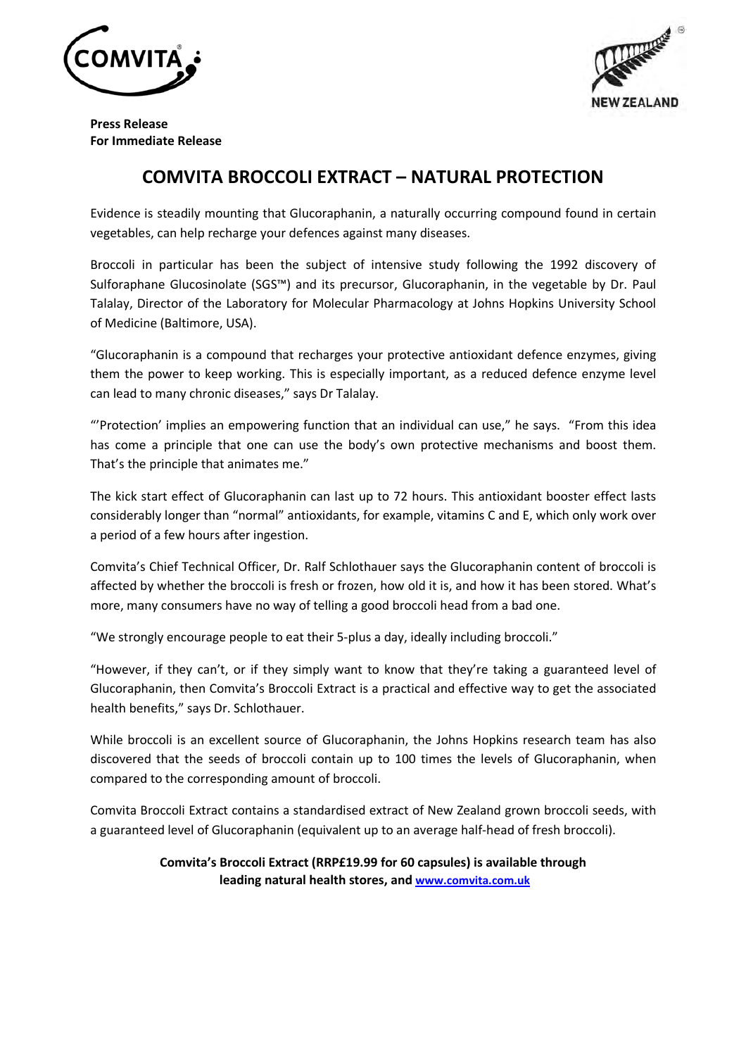**Press Release**
**For Immediate Release**

# COMVITA BROCCOLI EXTRACT – NATURAL PROTECTION

Evidence is steadily mounting that Glucoraphanin, a naturally occurring compound found in certain vegetables, can help recharge your defences against many diseases.

Broccoli in particular has been the subject of intensive study following the 1992 discovery of Sulforaphane Glucosinolate (SGS™) and its precursor, Glucoraphanin, in the vegetable by Dr. Paul Talalay, Director of the Laboratory for Molecular Pharmacology at Johns Hopkins University School of Medicine (Baltimore, USA).

"Glucoraphanin is a compound that recharges your protective antioxidant defence enzymes, giving them the power to keep working. This is especially important, as a reduced defence enzyme level can lead to many chronic diseases," says Dr Talalay.

"'Protection' implies an empowering function that an individual can use," he says. "From this idea has come a principle that one can use the body's own protective mechanisms and boost them. That's the principle that animates me."

The kick start effect of Glucoraphanin can last up to 72 hours. This antioxidant booster effect lasts considerably longer than "normal" antioxidants, for example, vitamins C and E, which only work over a period of a few hours after ingestion.

Comvita's Chief Technical Officer, Dr. Ralf Schlothauer says the Glucoraphanin content of broccoli is affected by whether the broccoli is fresh or frozen, how old it is, and how it has been stored. What's more, many consumers have no way of telling a good broccoli head from a bad one.

"We strongly encourage people to eat their 5-plus a day, ideally including broccoli."

"However, if they can't, or if they simply want to know that they're taking a guaranteed level of Glucoraphanin, then Comvita's Broccoli Extract is a practical and effective way to get the associated health benefits," says Dr. Schlothauer.

While broccoli is an excellent source of Glucoraphanin, the Johns Hopkins research team has also discovered that the seeds of broccoli contain up to 100 times the levels of Glucoraphanin, when compared to the corresponding amount of broccoli.

Comvita Broccoli Extract contains a standardised extract of New Zealand grown broccoli seeds, with a guaranteed level of Glucoraphanin (equivalent up to an average half-head of fresh broccoli).

**Comvita's Broccoli Extract (RRP£19.99 for 60 capsules) is available through leading natural health stores, and www.comvita.com.uk**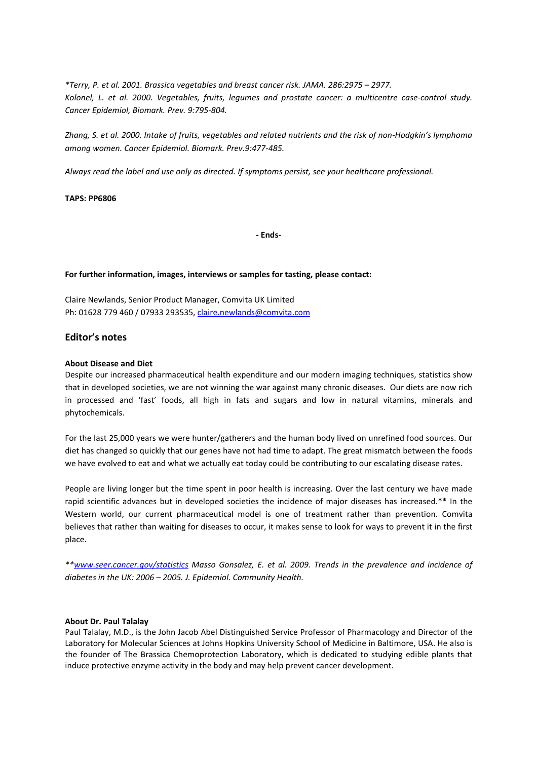*\*Terry, P. et al. 2001. Brassica vegetables and breast cancer risk. JAMA. 286:2975 – 2977.*
*Kolonel, L. et al. 2000. Vegetables, fruits, legumes and prostate cancer: a multicentre case-control study. Cancer Epidemiol, Biomark. Prev. 9:795-804.*

*Zhang, S. et al. 2000. Intake of fruits, vegetables and related nutrients and the risk of non-Hodgkin's lymphoma among women. Cancer Epidemiol. Biomark. Prev.9:477-485.*

*Always read the label and use only as directed. If symptoms persist, see your healthcare professional.*

**TAPS: PP6806**

**- Ends-**

**For further information, images, interviews or samples for tasting, please contact:**

Claire Newlands, Senior Product Manager, Comvita UK Limited
Ph: 01628 779 460 / 07933 293535, claire.newlands@comvita.com

## Editor's notes

**About Disease and Diet**

Despite our increased pharmaceutical health expenditure and our modern imaging techniques, statistics show that in developed societies, we are not winning the war against many chronic diseases. Our diets are now rich in processed and 'fast' foods, all high in fats and sugars and low in natural vitamins, minerals and phytochemicals.

For the last 25,000 years we were hunter/gatherers and the human body lived on unrefined food sources. Our diet has changed so quickly that our genes have not had time to adapt. The great mismatch between the foods we have evolved to eat and what we actually eat today could be contributing to our escalating disease rates.

People are living longer but the time spent in poor health is increasing. Over the last century we have made rapid scientific advances but in developed societies the incidence of major diseases has increased.** In the Western world, our current pharmaceutical model is one of treatment rather than prevention. Comvita believes that rather than waiting for diseases to occur, it makes sense to look for ways to prevent it in the first place.

*\*\*www.seer.cancer.gov/statistics Masso Gonsalez, E. et al. 2009. Trends in the prevalence and incidence of diabetes in the UK: 2006 – 2005. J. Epidemiol. Community Health.*

**About Dr. Paul Talalay**

Paul Talalay, M.D., is the John Jacob Abel Distinguished Service Professor of Pharmacology and Director of the Laboratory for Molecular Sciences at Johns Hopkins University School of Medicine in Baltimore, USA. He also is the founder of The Brassica Chemoprotection Laboratory, which is dedicated to studying edible plants that induce protective enzyme activity in the body and may help prevent cancer development.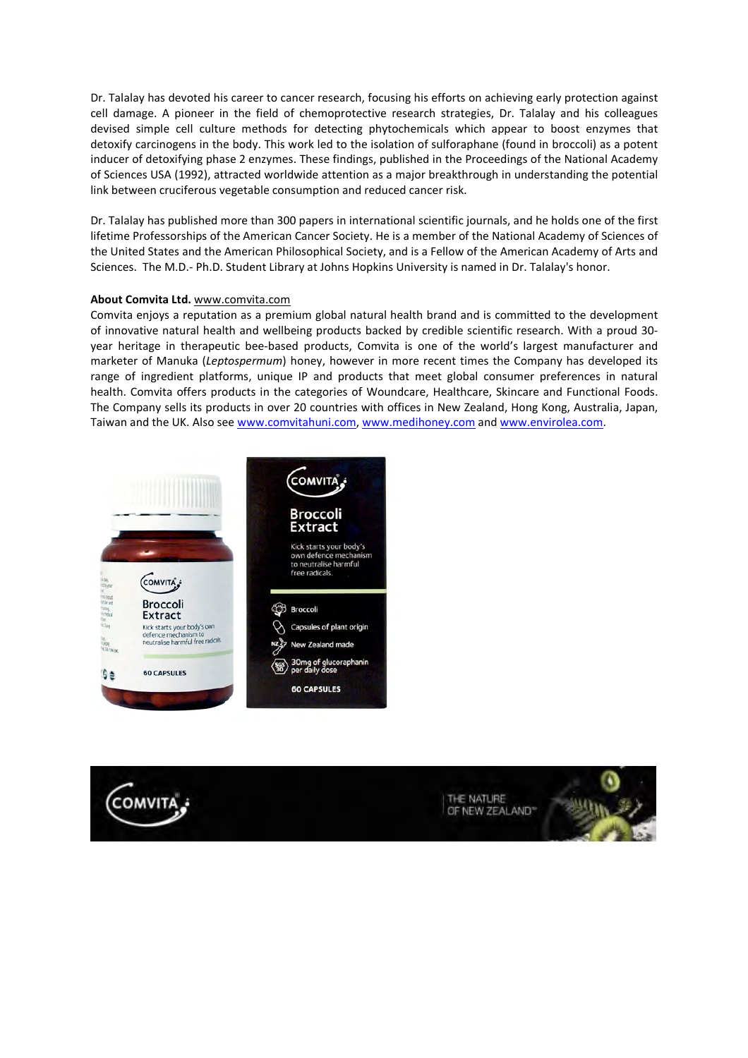Dr. Talalay has devoted his career to cancer research, focusing his efforts on achieving early protection against cell damage. A pioneer in the field of chemoprotective research strategies, Dr. Talalay and his colleagues devised simple cell culture methods for detecting phytochemicals which appear to boost enzymes that detoxify carcinogens in the body. This work led to the isolation of sulforaphane (found in broccoli) as a potent inducer of detoxifying phase 2 enzymes. These findings, published in the Proceedings of the National Academy of Sciences USA (1992), attracted worldwide attention as a major breakthrough in understanding the potential link between cruciferous vegetable consumption and reduced cancer risk.

Dr. Talalay has published more than 300 papers in international scientific journals, and he holds one of the first lifetime Professorships of the American Cancer Society. He is a member of the National Academy of Sciences of the United States and the American Philosophical Society, and is a Fellow of the American Academy of Arts and Sciences. The M.D.- Ph.D. Student Library at Johns Hopkins University is named in Dr. Talalay's honor.

**About Comvita Ltd.** www.comvita.com

Comvita enjoys a reputation as a premium global natural health brand and is committed to the development of innovative natural health and wellbeing products backed by credible scientific research. With a proud 30-year heritage in therapeutic bee-based products, Comvita is one of the world's largest manufacturer and marketer of Manuka (*Leptospermum*) honey, however in more recent times the Company has developed its range of ingredient platforms, unique IP and products that meet global consumer preferences in natural health. Comvita offers products in the categories of Woundcare, Healthcare, Skincare and Functional Foods. The Company sells its products in over 20 countries with offices in New Zealand, Hong Kong, Australia, Japan, Taiwan and the UK. Also see www.comvitahuni.com, www.medihoney.com and www.envirolea.com.